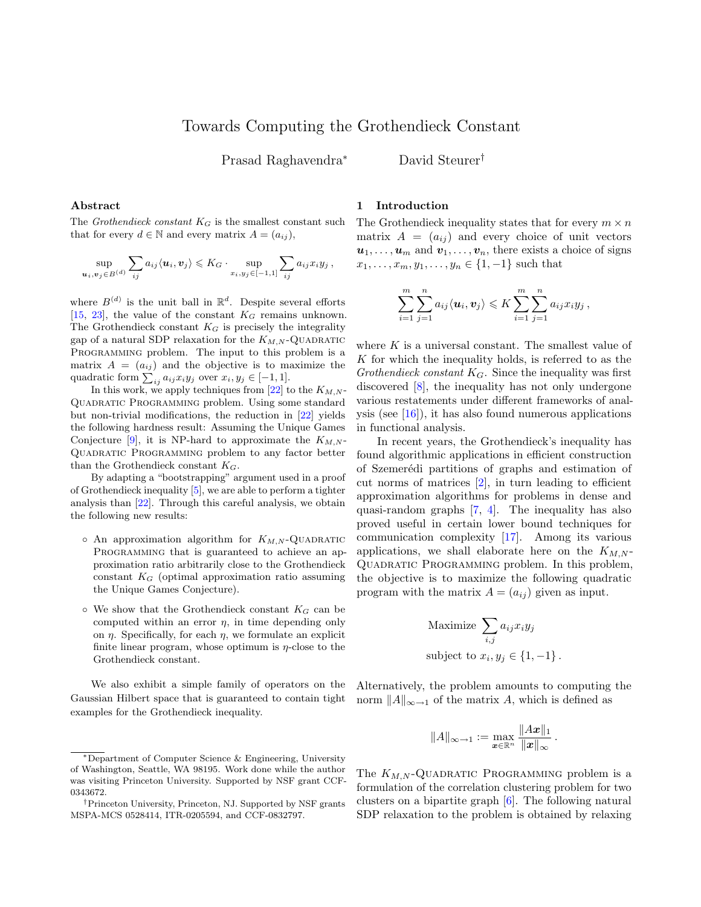# Towards Computing the Grothendieck Constant

Prasad Raghavendra[*] David Steurer[†]

## Abstract

The *Grothendieck constant* $K_G$ is the smallest constant such that for every $d \in \mathbb{N}$ and every matrix $A = (a_{ij})$,

$$\sup_{\boldsymbol{u}_i, \boldsymbol{v}_j \in B^{(d)}} \sum_{ij} a_{ij} \langle \boldsymbol{u}_i, \boldsymbol{v}_j \rangle \leqslant K_G \cdot \sup_{x_i, y_j \in [-1,1]} \sum_{ij} a_{ij} x_i y_j \,,$$

where $B^{(d)}$ is the unit ball in $\mathbb{R}^d$. Despite several efforts [15, 23], the value of the constant $K_G$ remains unknown. The Grothendieck constant $K_G$ is precisely the integrality gap of a natural SDP relaxation for the $K_{M,N}$-Quadratic Programming problem. The input to this problem is a matrix $A = (a_{ij})$ and the objective is to maximize the quadratic form $\sum_{ij} a_{ij} x_i y_j$ over $x_i, y_j \in [-1, 1]$.

In this work, we apply techniques from [22] to the $K_{M,N}$-Quadratic Programming problem. Using some standard but non-trivial modifications, the reduction in [22] yields the following hardness result: Assuming the Unique Games Conjecture [9], it is NP-hard to approximate the $K_{M,N}$-Quadratic Programming problem to any factor better than the Grothendieck constant $K_G$.

By adapting a "bootstrapping" argument used in a proof of Grothendieck inequality [5], we are able to perform a tighter analysis than [22]. Through this careful analysis, we obtain the following new results:

- An approximation algorithm for $K_{M,N}$-Quadratic Programming that is guaranteed to achieve an approximation ratio arbitrarily close to the Grothendieck constant $K_G$ (optimal approximation ratio assuming the Unique Games Conjecture).
- We show that the Grothendieck constant $K_G$ can be computed within an error $\eta$, in time depending only on $\eta$. Specifically, for each $\eta$, we formulate an explicit finite linear program, whose optimum is $\eta$-close to the Grothendieck constant.

We also exhibit a simple family of operators on the Gaussian Hilbert space that is guaranteed to contain tight examples for the Grothendieck inequality.

## 1 Introduction

The Grothendieck inequality states that for every $m \times n$ matrix $A = (a_{ij})$ and every choice of unit vectors $\boldsymbol{u}_1, \ldots, \boldsymbol{u}_m$ and $\boldsymbol{v}_1, \ldots, \boldsymbol{v}_n$, there exists a choice of signs $x_1, \ldots, x_m, y_1, \ldots, y_n \in \{1, -1\}$ such that

$$\sum_{i=1}^{m} \sum_{j=1}^{n} a_{ij} \langle \boldsymbol{u}_i, \boldsymbol{v}_j \rangle \leqslant K \sum_{i=1}^{m} \sum_{j=1}^{n} a_{ij} x_i y_j \,,$$

where $K$ is a universal constant. The smallest value of $K$ for which the inequality holds, is referred to as the *Grothendieck constant* $K_G$. Since the inequality was first discovered [8], the inequality has not only undergone various restatements under different frameworks of analysis (see [16]), it has also found numerous applications in functional analysis.

In recent years, the Grothendieck's inequality has found algorithmic applications in efficient construction of Szemerédi partitions of graphs and estimation of cut norms of matrices [2], in turn leading to efficient approximation algorithms for problems in dense and quasi-random graphs [7, 4]. The inequality has also proved useful in certain lower bound techniques for communication complexity [17]. Among its various applications, we shall elaborate here on the $K_{M,N}$-Quadratic Programming problem. In this problem, the objective is to maximize the following quadratic program with the matrix $A = (a_{ij})$ given as input.

$$\text{Maximize } \sum_{i,j} a_{ij} x_i y_j$$

$$\text{subject to } x_i, y_j \in \{1, -1\} \,.$$

Alternatively, the problem amounts to computing the norm $\|A\|_{\infty \to 1}$ of the matrix $A$, which is defined as

$$\|A\|_{\infty \to 1} := \max_{\boldsymbol{x} \in \mathbb{R}^n} \frac{\|A\boldsymbol{x}\|_1}{\|\boldsymbol{x}\|_\infty} \,.$$

The $K_{M,N}$-Quadratic Programming problem is a formulation of the correlation clustering problem for two clusters on a bipartite graph [6]. The following natural SDP relaxation to the problem is obtained by relaxing

---

[*] Department of Computer Science & Engineering, University of Washington, Seattle, WA 98195. Work done while the author was visiting Princeton University. Supported by NSF grant CCF-0343672.

[†] Princeton University, Princeton, NJ. Supported by NSF grants MSPA-MCS 0528414, ITR-0205594, and CCF-0832797.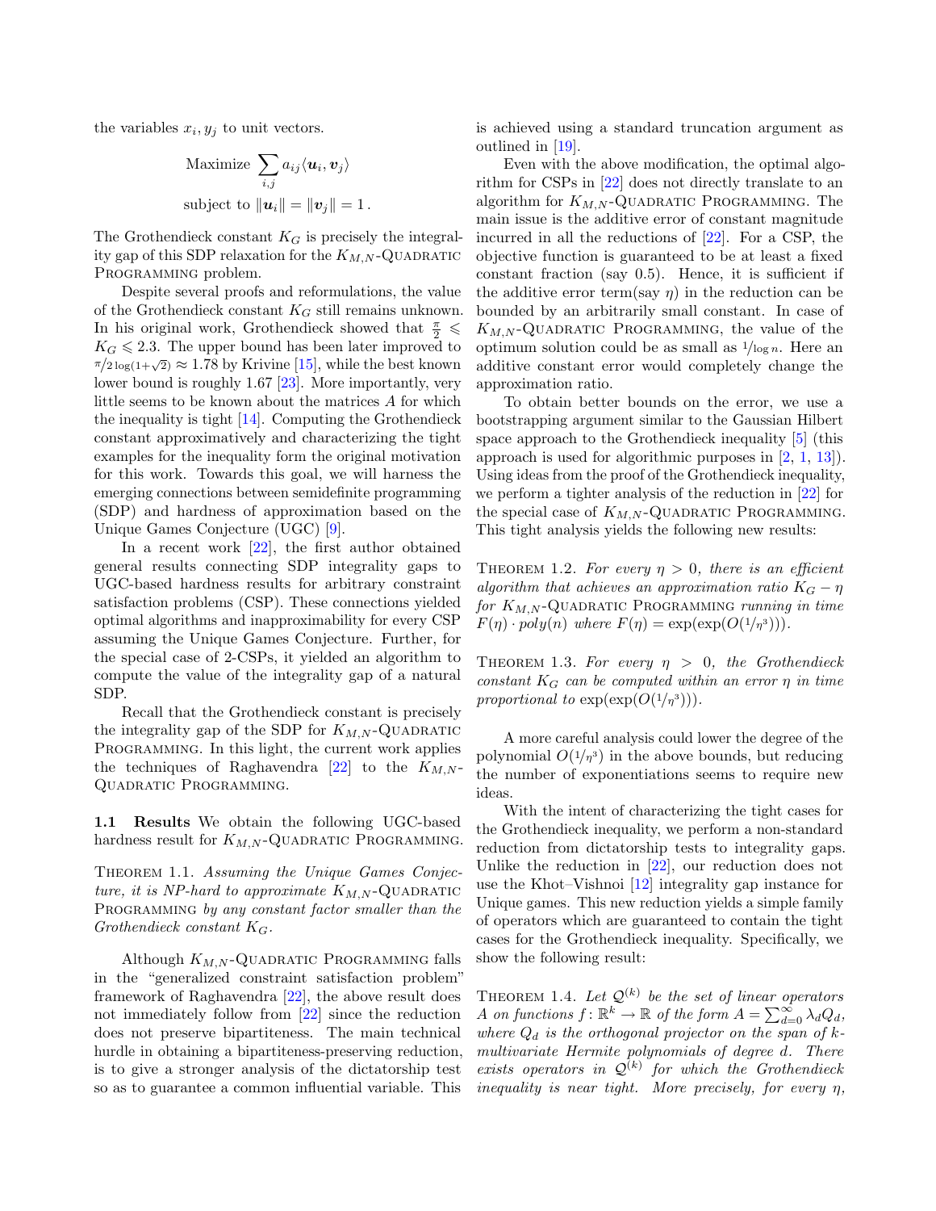the variables $x_i, y_j$ to unit vectors.

$$\text{Maximize } \sum_{i,j} a_{ij} \langle \boldsymbol{u}_i, \boldsymbol{v}_j \rangle$$
$$\text{subject to } \|\boldsymbol{u}_i\| = \|\boldsymbol{v}_j\| = 1 \,.$$

The Grothendieck constant $K_G$ is precisely the integrality gap of this SDP relaxation for the $K_{M,N}$-Quadratic Programming problem.

Despite several proofs and reformulations, the value of the Grothendieck constant $K_G$ still remains unknown. In his original work, Grothendieck showed that $\frac{\pi}{2} \leqslant K_G \leqslant 2.3$. The upper bound has been later improved to $\pi/2\log(1+\sqrt{2}) \approx 1.78$ by Krivine [15], while the best known lower bound is roughly 1.67 [23]. More importantly, very little seems to be known about the matrices $A$ for which the inequality is tight [14]. Computing the Grothendieck constant approximatively and characterizing the tight examples for the inequality form the original motivation for this work. Towards this goal, we will harness the emerging connections between semidefinite programming (SDP) and hardness of approximation based on the Unique Games Conjecture (UGC) [9].

In a recent work [22], the first author obtained general results connecting SDP integrality gaps to UGC-based hardness results for arbitrary constraint satisfaction problems (CSP). These connections yielded optimal algorithms and inapproximability for every CSP assuming the Unique Games Conjecture. Further, for the special case of 2-CSPs, it yielded an algorithm to compute the value of the integrality gap of a natural SDP.

Recall that the Grothendieck constant is precisely the integrality gap of the SDP for $K_{M,N}$-Quadratic Programming. In this light, the current work applies the techniques of Raghavendra [22] to the $K_{M,N}$-Quadratic Programming.

### 1.1 Results

We obtain the following UGC-based hardness result for $K_{M,N}$-Quadratic Programming.

Theorem 1.1. *Assuming the Unique Games Conjecture, it is NP-hard to approximate $K_{M,N}$-Quadratic Programming by any constant factor smaller than the Grothendieck constant $K_G$.*

Although $K_{M,N}$-Quadratic Programming falls in the "generalized constraint satisfaction problem" framework of Raghavendra [22], the above result does not immediately follow from [22] since the reduction does not preserve bipartiteness. The main technical hurdle in obtaining a bipartiteness-preserving reduction, is to give a stronger analysis of the dictatorship test so as to guarantee a common influential variable. This is achieved using a standard truncation argument as outlined in [19].

Even with the above modification, the optimal algorithm for CSPs in [22] does not directly translate to an algorithm for $K_{M,N}$-Quadratic Programming. The main issue is the additive error of constant magnitude incurred in all the reductions of [22]. For a CSP, the objective function is guaranteed to be at least a fixed constant fraction (say 0.5). Hence, it is sufficient if the additive error term(say $\eta$) in the reduction can be bounded by an arbitrarily small constant. In case of $K_{M,N}$-Quadratic Programming, the value of the optimum solution could be as small as $1/\log n$. Here an additive constant error would completely change the approximation ratio.

To obtain better bounds on the error, we use a bootstrapping argument similar to the Gaussian Hilbert space approach to the Grothendieck inequality [5] (this approach is used for algorithmic purposes in [2, 1, 13]). Using ideas from the proof of the Grothendieck inequality, we perform a tighter analysis of the reduction in [22] for the special case of $K_{M,N}$-Quadratic Programming. This tight analysis yields the following new results:

Theorem 1.2. *For every $\eta > 0$, there is an efficient algorithm that achieves an approximation ratio $K_G - \eta$ for $K_{M,N}$-Quadratic Programming running in time $F(\eta) \cdot poly(n)$ where $F(\eta) = \exp(\exp(O(1/\eta^3)))$.*

Theorem 1.3. *For every $\eta > 0$, the Grothendieck constant $K_G$ can be computed within an error $\eta$ in time proportional to $\exp(\exp(O(1/\eta^3)))$.*

A more careful analysis could lower the degree of the polynomial $O(1/\eta^3)$ in the above bounds, but reducing the number of exponentiations seems to require new ideas.

With the intent of characterizing the tight cases for the Grothendieck inequality, we perform a non-standard reduction from dictatorship tests to integrality gaps. Unlike the reduction in [22], our reduction does not use the Khot–Vishnoi [12] integrality gap instance for Unique games. This new reduction yields a simple family of operators which are guaranteed to contain the tight cases for the Grothendieck inequality. Specifically, we show the following result:

Theorem 1.4. *Let $\mathcal{Q}^{(k)}$ be the set of linear operators $A$ on functions $f\colon \mathbb{R}^k \to \mathbb{R}$ of the form $A = \sum_{d=0}^{\infty} \lambda_d Q_d$, where $Q_d$ is the orthogonal projector on the span of $k$-multivariate Hermite polynomials of degree $d$. There exists operators in $\mathcal{Q}^{(k)}$ for which the Grothendieck inequality is near tight. More precisely, for every $\eta$,*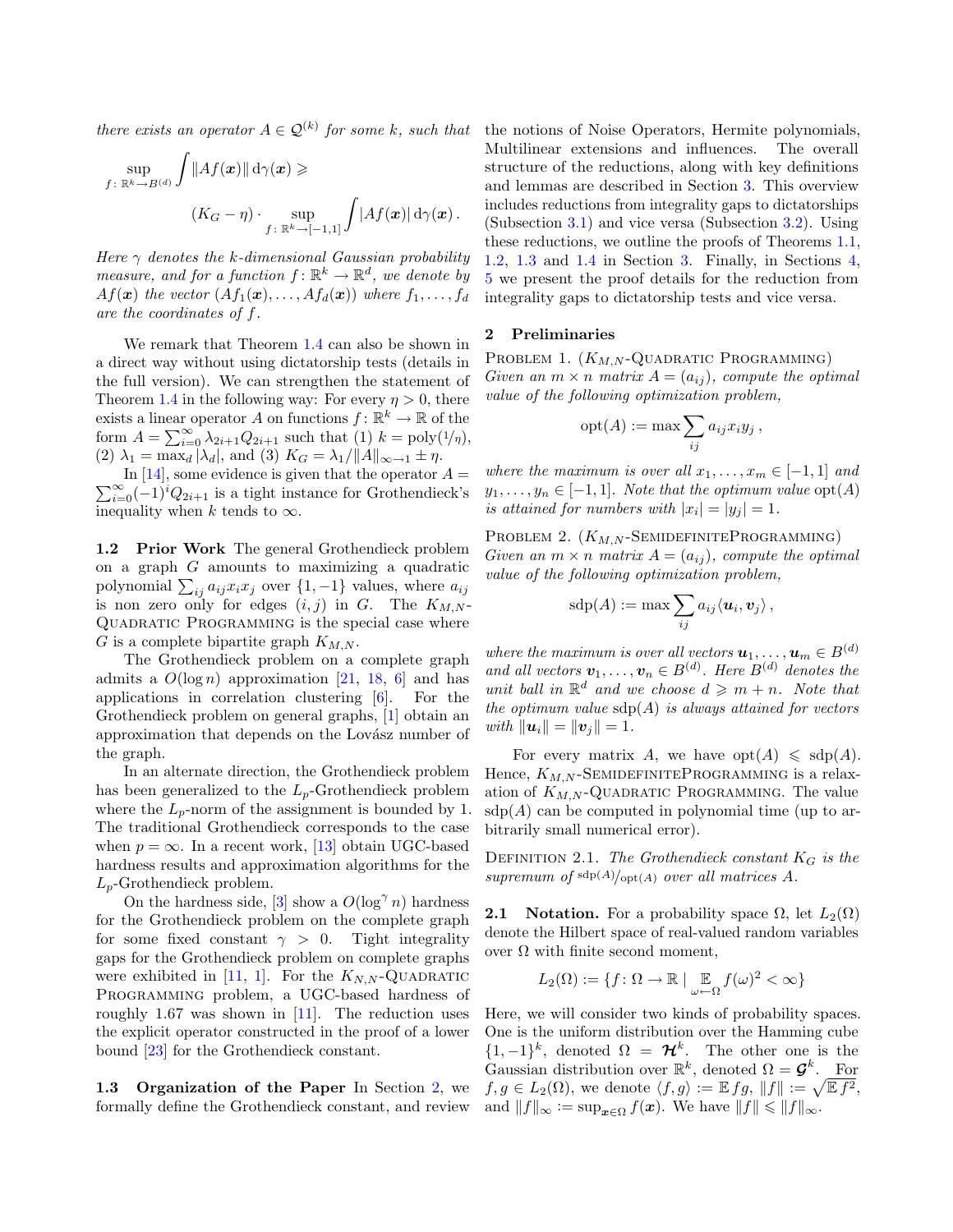*there exists an operator $A \in \mathcal{Q}^{(k)}$ for some $k$, such that*

$$\sup_{f\colon \mathbb{R}^k \to B^{(d)}} \int \|Af(\boldsymbol{x})\| \,\mathrm{d}\gamma(\boldsymbol{x}) \geqslant (K_G - \eta) \cdot \sup_{f\colon \mathbb{R}^k \to [-1,1]} \int |Af(\boldsymbol{x})| \,\mathrm{d}\gamma(\boldsymbol{x}) \,.$$

*Here $\gamma$ denotes the $k$-dimensional Gaussian probability measure, and for a function $f\colon \mathbb{R}^k \to \mathbb{R}^d$, we denote by $Af(\boldsymbol{x})$ the vector $(Af_1(\boldsymbol{x}), \ldots, Af_d(\boldsymbol{x}))$ where $f_1, \ldots, f_d$ are the coordinates of $f$.*

We remark that Theorem 1.4 can also be shown in a direct way without using dictatorship tests (details in the full version). We can strengthen the statement of Theorem 1.4 in the following way: For every $\eta > 0$, there exists a linear operator $A$ on functions $f\colon \mathbb{R}^k \to \mathbb{R}$ of the form $A = \sum_{i=0}^{\infty} \lambda_{2i+1} Q_{2i+1}$ such that (1) $k = \mathrm{poly}(1/\eta)$, (2) $\lambda_1 = \max_d |\lambda_d|$, and (3) $K_G = \lambda_1 / \|A\|_{\infty \to 1} \pm \eta$.

In [14], some evidence is given that the operator $A = \sum_{i=0}^{\infty} (-1)^i Q_{2i+1}$ is a tight instance for Grothendieck's inequality when $k$ tends to $\infty$.

### 1.2 Prior Work

The general Grothendieck problem on a graph $G$ amounts to maximizing a quadratic polynomial $\sum_{ij} a_{ij} x_i x_j$ over $\{1, -1\}$ values, where $a_{ij}$ is non zero only for edges $(i,j)$ in $G$. The $K_{M,N}$-Quadratic Programming is the special case where $G$ is a complete bipartite graph $K_{M,N}$.

The Grothendieck problem on a complete graph admits a $O(\log n)$ approximation [21, 18, 6] and has applications in correlation clustering [6]. For the Grothendieck problem on general graphs, [1] obtain an approximation that depends on the Lovász number of the graph.

In an alternate direction, the Grothendieck problem has been generalized to the $L_p$-Grothendieck problem where the $L_p$-norm of the assignment is bounded by 1. The traditional Grothendieck corresponds to the case when $p = \infty$. In a recent work, [13] obtain UGC-based hardness results and approximation algorithms for the $L_p$-Grothendieck problem.

On the hardness side, [3] show a $O(\log^{\gamma} n)$ hardness for the Grothendieck problem on the complete graph for some fixed constant $\gamma > 0$. Tight integrality gaps for the Grothendieck problem on complete graphs were exhibited in [11, 1]. For the $K_{N,N}$-Quadratic Programming problem, a UGC-based hardness of roughly 1.67 was shown in [11]. The reduction uses the explicit operator constructed in the proof of a lower bound [23] for the Grothendieck constant.

### 1.3 Organization of the Paper

In Section 2, we formally define the Grothendieck constant, and review the notions of Noise Operators, Hermite polynomials, Multilinear extensions and influences. The overall structure of the reductions, along with key definitions and lemmas are described in Section 3. This overview includes reductions from integrality gaps to dictatorships (Subsection 3.1) and vice versa (Subsection 3.2). Using these reductions, we outline the proofs of Theorems 1.1, 1.2, 1.3 and 1.4 in Section 3. Finally, in Sections 4, 5 we present the proof details for the reduction from integrality gaps to dictatorship tests and vice versa.

## 2 Preliminaries

Problem 1. ($K_{M,N}$-Quadratic Programming) *Given an $m \times n$ matrix $A = (a_{ij})$, compute the optimal value of the following optimization problem,*

$$\mathrm{opt}(A) := \max \sum_{ij} a_{ij} x_i y_j \,,$$

*where the maximum is over all $x_1, \ldots, x_m \in [-1,1]$ and $y_1, \ldots, y_n \in [-1,1]$. Note that the optimum value $\mathrm{opt}(A)$ is attained for numbers with $|x_i| = |y_j| = 1$.*

Problem 2. ($K_{M,N}$-SemidefiniteProgramming) *Given an $m \times n$ matrix $A = (a_{ij})$, compute the optimal value of the following optimization problem,*

$$\mathrm{sdp}(A) := \max \sum_{ij} a_{ij} \langle \boldsymbol{u}_i, \boldsymbol{v}_j \rangle \,,$$

*where the maximum is over all vectors $\boldsymbol{u}_1, \ldots, \boldsymbol{u}_m \in B^{(d)}$ and all vectors $\boldsymbol{v}_1, \ldots, \boldsymbol{v}_n \in B^{(d)}$. Here $B^{(d)}$ denotes the unit ball in $\mathbb{R}^d$ and we choose $d \geqslant m + n$. Note that the optimum value $\mathrm{sdp}(A)$ is always attained for vectors with $\|\boldsymbol{u}_i\| = \|\boldsymbol{v}_j\| = 1$.*

For every matrix $A$, we have $\mathrm{opt}(A) \leqslant \mathrm{sdp}(A)$. Hence, $K_{M,N}$-SemidefiniteProgramming is a relaxation of $K_{M,N}$-Quadratic Programming. The value $\mathrm{sdp}(A)$ can be computed in polynomial time (up to arbitrarily small numerical error).

Definition 2.1. *The Grothendieck constant $K_G$ is the supremum of $\mathrm{sdp}(A)/\mathrm{opt}(A)$ over all matrices $A$.*

### 2.1 Notation.

For a probability space $\Omega$, let $L_2(\Omega)$ denote the Hilbert space of real-valued random variables over $\Omega$ with finite second moment,

$$L_2(\Omega) := \{f\colon \Omega \to \mathbb{R} \mid \mathop{\mathbb{E}}_{\omega \leftarrow \Omega} f(\omega)^2 < \infty\}$$

Here, we will consider two kinds of probability spaces. One is the uniform distribution over the Hamming cube $\{1, -1\}^k$, denoted $\Omega = \boldsymbol{\mathcal{H}}^k$. The other one is the Gaussian distribution over $\mathbb{R}^k$, denoted $\Omega = \boldsymbol{\mathcal{G}}^k$. For $f, g \in L_2(\Omega)$, we denote $\langle f, g \rangle := \mathbb{E}\, fg$, $\|f\| := \sqrt{\mathbb{E}\, f^2}$, and $\|f\|_{\infty} := \sup_{\boldsymbol{x} \in \Omega} f(\boldsymbol{x})$. We have $\|f\| \leqslant \|f\|_{\infty}$.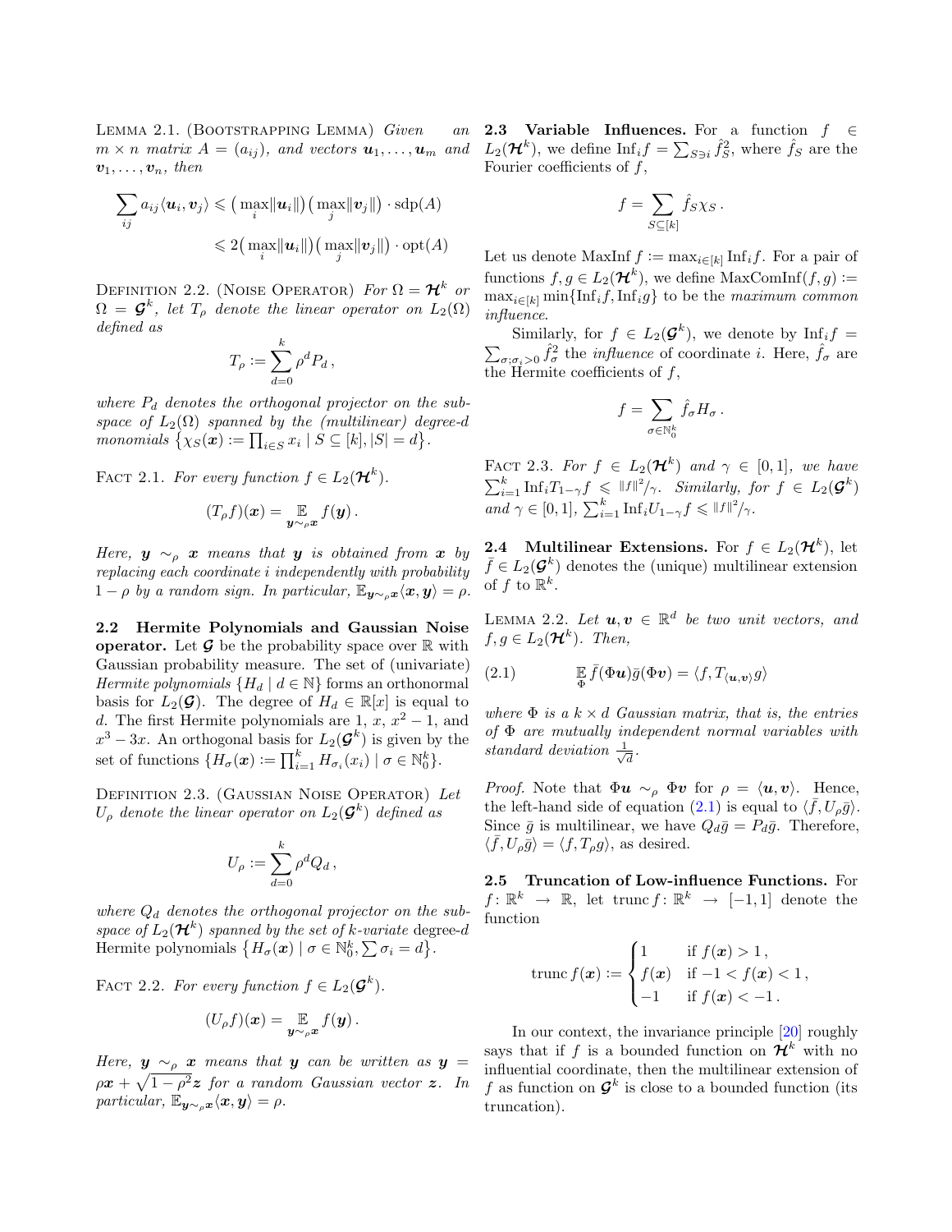Lemma 2.1. (Bootstrapping Lemma) *Given an $m \times n$ matrix $A = (a_{ij})$, and vectors $\boldsymbol{u}_1, \ldots, \boldsymbol{u}_m$ and $\boldsymbol{v}_1, \ldots, \boldsymbol{v}_n$, then*

$$\sum_{ij} a_{ij} \langle \boldsymbol{u}_i, \boldsymbol{v}_j \rangle \leqslant \big( \max_i \|\boldsymbol{u}_i\| \big) \big( \max_j \|\boldsymbol{v}_j\| \big) \cdot \mathrm{sdp}(A)$$

$$\leqslant 2 \big( \max_i \|\boldsymbol{u}_i\| \big) \big( \max_j \|\boldsymbol{v}_j\| \big) \cdot \mathrm{opt}(A)$$

Definition 2.2. (Noise Operator) *For $\Omega = \boldsymbol{\mathcal{H}}^k$ or $\Omega = \boldsymbol{\mathcal{G}}^k$, let $T_\rho$ denote the linear operator on $L_2(\Omega)$ defined as*

$$T_\rho := \sum_{d=0}^{k} \rho^d P_d \,,$$

*where $P_d$ denotes the orthogonal projector on the subspace of $L_2(\Omega)$ spanned by the (multilinear) degree-$d$ monomials $\big\{ \chi_S(\boldsymbol{x}) := \prod_{i \in S} x_i \mid S \subseteq [k], |S| = d \big\}$.*

Fact 2.1. *For every function $f \in L_2(\boldsymbol{\mathcal{H}}^k)$.*

$$(T_\rho f)(\boldsymbol{x}) = \mathop{\mathbb{E}}_{\boldsymbol{y} \sim_\rho \boldsymbol{x}} f(\boldsymbol{y}) \,.$$

*Here, $\boldsymbol{y} \sim_\rho \boldsymbol{x}$ means that $\boldsymbol{y}$ is obtained from $\boldsymbol{x}$ by replacing each coordinate $i$ independently with probability $1 - \rho$ by a random sign. In particular, $\mathbb{E}_{\boldsymbol{y} \sim_\rho \boldsymbol{x}} \langle \boldsymbol{x}, \boldsymbol{y} \rangle = \rho$.*

**2.2 Hermite Polynomials and Gaussian Noise operator.** Let $\boldsymbol{\mathcal{G}}$ be the probability space over $\mathbb{R}$ with Gaussian probability measure. The set of (univariate) *Hermite polynomials* $\{H_d \mid d \in \mathbb{N}\}$ forms an orthonormal basis for $L_2(\boldsymbol{\mathcal{G}})$. The degree of $H_d \in \mathbb{R}[x]$ is equal to $d$. The first Hermite polynomials are $1$, $x$, $x^2 - 1$, and $x^3 - 3x$. An orthogonal basis for $L_2(\boldsymbol{\mathcal{G}}^k)$ is given by the set of functions $\{H_\sigma(\boldsymbol{x}) := \prod_{i=1}^k H_{\sigma_i}(x_i) \mid \sigma \in \mathbb{N}_0^k\}$.

Definition 2.3. (Gaussian Noise Operator) *Let $U_\rho$ denote the linear operator on $L_2(\boldsymbol{\mathcal{G}}^k)$ defined as*

$$U_\rho := \sum_{d=0}^{k} \rho^d Q_d \,,$$

*where $Q_d$ denotes the orthogonal projector on the subspace of $L_2(\boldsymbol{\mathcal{H}}^k)$ spanned by the set of $k$-variate* degree-$d$ Hermite polynomials $\big\{ H_\sigma(\boldsymbol{x}) \mid \sigma \in \mathbb{N}_0^k, \sum \sigma_i = d \big\}$.

Fact 2.2. *For every function $f \in L_2(\boldsymbol{\mathcal{G}}^k)$.*

$$(U_\rho f)(\boldsymbol{x}) = \mathop{\mathbb{E}}_{\boldsymbol{y} \sim_\rho \boldsymbol{x}} f(\boldsymbol{y}) \,.$$

*Here, $\boldsymbol{y} \sim_\rho \boldsymbol{x}$ means that $\boldsymbol{y}$ can be written as $\boldsymbol{y} = \rho \boldsymbol{x} + \sqrt{1 - \rho^2} \boldsymbol{z}$ for a random Gaussian vector $\boldsymbol{z}$. In particular, $\mathbb{E}_{\boldsymbol{y} \sim_\rho \boldsymbol{x}} \langle \boldsymbol{x}, \boldsymbol{y} \rangle = \rho$.*

**2.3 Variable Influences.** For a function $f \in L_2(\boldsymbol{\mathcal{H}}^k)$, we define $\mathrm{Inf}_i f = \sum_{S \ni i} \hat{f}_S^2$, where $\hat{f}_S$ are the Fourier coefficients of $f$,

$$f = \sum_{S \subseteq [k]} \hat{f}_S \chi_S \,.$$

Let us denote $\mathrm{MaxInf}\, f := \max_{i \in [k]} \mathrm{Inf}_i f$. For a pair of functions $f, g \in L_2(\boldsymbol{\mathcal{H}}^k)$, we define $\mathrm{MaxComInf}(f, g) := \max_{i \in [k]} \min\{\mathrm{Inf}_i f, \mathrm{Inf}_i g\}$ to be the *maximum common influence*.

Similarly, for $f \in L_2(\boldsymbol{\mathcal{G}}^k)$, we denote by $\mathrm{Inf}_i f = \sum_{\sigma; \sigma_i > 0} \hat{f}_\sigma^2$ the *influence* of coordinate $i$. Here, $\hat{f}_\sigma$ are the Hermite coefficients of $f$,

$$f = \sum_{\sigma \in \mathbb{N}_0^k} \hat{f}_\sigma H_\sigma \,.$$

Fact 2.3. *For $f \in L_2(\boldsymbol{\mathcal{H}}^k)$ and $\gamma \in [0, 1]$, we have $\sum_{i=1}^k \mathrm{Inf}_i T_{1-\gamma} f \leqslant \|f\|^2/\gamma$. Similarly, for $f \in L_2(\boldsymbol{\mathcal{G}}^k)$ and $\gamma \in [0, 1]$, $\sum_{i=1}^k \mathrm{Inf}_i U_{1-\gamma} f \leqslant \|f\|^2/\gamma$.*

**2.4 Multilinear Extensions.** For $f \in L_2(\boldsymbol{\mathcal{H}}^k)$, let $\bar{f} \in L_2(\boldsymbol{\mathcal{G}}^k)$ denotes the (unique) multilinear extension of $f$ to $\mathbb{R}^k$.

Lemma 2.2. *Let $\boldsymbol{u}, \boldsymbol{v} \in \mathbb{R}^d$ be two unit vectors, and $f, g \in L_2(\boldsymbol{\mathcal{H}}^k)$. Then,*

$$\mathop{\mathbb{E}}_{\Phi} \bar{f}(\Phi \boldsymbol{u}) \bar{g}(\Phi \boldsymbol{v}) = \langle f, T_{\langle \boldsymbol{u}, \boldsymbol{v} \rangle} g \rangle \tag{2.1}$$

*where $\Phi$ is a $k \times d$ Gaussian matrix, that is, the entries of $\Phi$ are mutually independent normal variables with standard deviation $\frac{1}{\sqrt{d}}$.*

*Proof.* Note that $\Phi \boldsymbol{u} \sim_\rho \Phi \boldsymbol{v}$ for $\rho = \langle \boldsymbol{u}, \boldsymbol{v} \rangle$. Hence, the left-hand side of equation (2.1) is equal to $\langle \bar{f}, U_\rho \bar{g} \rangle$. Since $\bar{g}$ is multilinear, we have $Q_d \bar{g} = P_d \bar{g}$. Therefore, $\langle \bar{f}, U_\rho \bar{g} \rangle = \langle f, T_\rho g \rangle$, as desired.

**2.5 Truncation of Low-influence Functions.** For $f \colon \mathbb{R}^k \to \mathbb{R}$, let $\mathrm{trunc}\, f \colon \mathbb{R}^k \to [-1, 1]$ denote the function

$$\mathrm{trunc}\, f(\boldsymbol{x}) := \begin{cases} 1 & \text{if } f(\boldsymbol{x}) > 1 \,, \\ f(\boldsymbol{x}) & \text{if } -1 < f(\boldsymbol{x}) < 1 \,, \\ -1 & \text{if } f(\boldsymbol{x}) < -1 \,. \end{cases}$$

In our context, the invariance principle [20] roughly says that if $f$ is a bounded function on $\boldsymbol{\mathcal{H}}^k$ with no influential coordinate, then the multilinear extension of $f$ as function on $\boldsymbol{\mathcal{G}}^k$ is close to a bounded function (its truncation).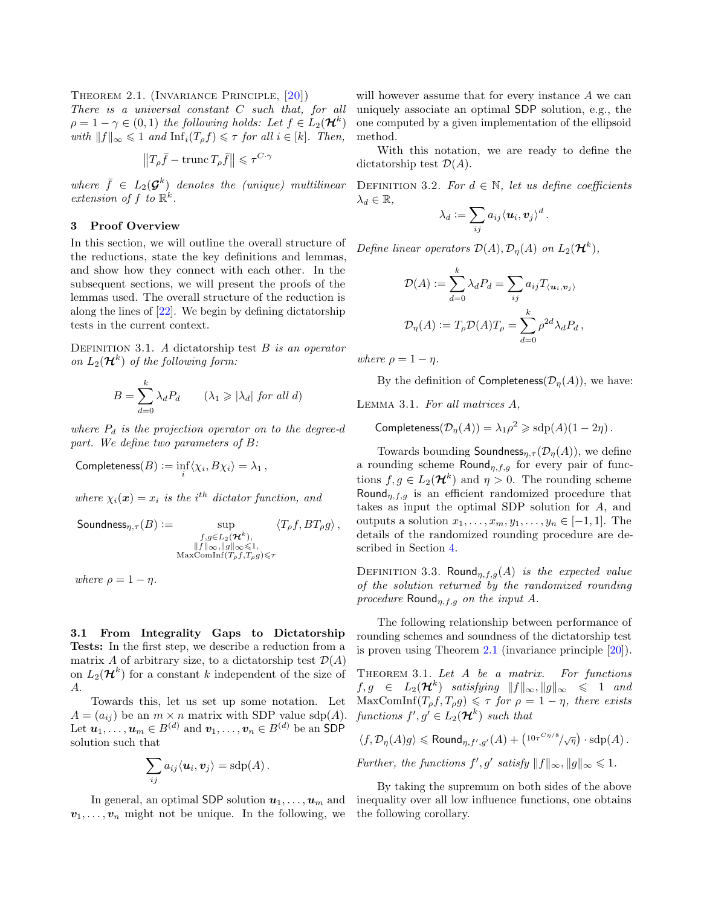Theorem 2.1. (Invariance Principle, [20]) *There is a universal constant $C$ such that, for all $\rho = 1-\gamma \in (0,1)$ the following holds: Let $f \in L_2(\boldsymbol{\mathcal{H}}^k)$ with $\|f\|_\infty \leqslant 1$ and $\mathrm{Inf}_i(T_\rho f) \leqslant \tau$ for all $i \in [k]$. Then,*

$$\left\|T_\rho \bar{f} - \operatorname{trunc} T_\rho \bar{f}\right\| \leqslant \tau^{C\cdot\gamma}$$

*where $\bar{f} \in L_2(\boldsymbol{\mathcal{G}}^k)$ denotes the (unique) multilinear extension of $f$ to $\mathbb{R}^k$.*

## 3 Proof Overview

In this section, we will outline the overall structure of the reductions, state the key definitions and lemmas, and show how they connect with each other. In the subsequent sections, we will present the proofs of the lemmas used. The overall structure of the reduction is along the lines of [22]. We begin by defining dictatorship tests in the current context.

Definition 3.1. *A* dictatorship test *$B$ is an operator on $L_2(\boldsymbol{\mathcal{H}}^k)$ of the following form:*

$$B = \sum_{d=0}^{k} \lambda_d P_d \qquad (\lambda_1 \geqslant |\lambda_d| \text{ for all } d)$$

*where $P_d$ is the projection operator on to the degree-$d$ part. We define two parameters of $B$:*

$$\mathsf{Completeness}(B) := \inf_i \langle \chi_i, B\chi_i\rangle = \lambda_1\,,$$

*where $\chi_i(\boldsymbol{x}) = x_i$ is the $i^{th}$ dictator function, and*

$$\mathsf{Soundness}_{\eta,\tau}(B) := \sup_{\substack{f,g\in L_2(\boldsymbol{\mathcal{H}}^k),\\ \|f\|_\infty,\|g\|_\infty\leqslant 1,\\ \mathrm{MaxComInf}(T_\rho f, T_\rho g)\leqslant\tau}} \langle T_\rho f, B T_\rho g\rangle\,,$$

*where $\rho = 1-\eta$.*

**3.1 From Integrality Gaps to Dictatorship Tests:** In the first step, we describe a reduction from a matrix $A$ of arbitrary size, to a dictatorship test $\mathcal{D}(A)$ on $L_2(\boldsymbol{\mathcal{H}}^k)$ for a constant $k$ independent of the size of $A$.

Towards this, let us set up some notation. Let $A = (a_{ij})$ be an $m\times n$ matrix with SDP value $\mathrm{sdp}(A)$. Let $\boldsymbol{u}_1,\ldots,\boldsymbol{u}_m \in B^{(d)}$ and $\boldsymbol{v}_1,\ldots,\boldsymbol{v}_n \in B^{(d)}$ be an $\mathsf{SDP}$ solution such that

$$\sum_{ij} a_{ij}\langle \boldsymbol{u}_i, \boldsymbol{v}_j\rangle = \mathrm{sdp}(A)\,.$$

In general, an optimal $\mathsf{SDP}$ solution $\boldsymbol{u}_1,\ldots,\boldsymbol{u}_m$ and $\boldsymbol{v}_1,\ldots,\boldsymbol{v}_n$ might not be unique. In the following, we will however assume that for every instance $A$ we can uniquely associate an optimal $\mathsf{SDP}$ solution, e.g., the one computed by a given implementation of the ellipsoid method.

With this notation, we are ready to define the dictatorship test $\mathcal{D}(A)$.

Definition 3.2. *For $d\in\mathbb{N}$, let us define coefficients $\lambda_d \in \mathbb{R}$,*

$$\lambda_d := \sum_{ij} a_{ij}\langle \boldsymbol{u}_i, \boldsymbol{v}_j\rangle^d\,.$$

*Define linear operators $\mathcal{D}(A), \mathcal{D}_\eta(A)$ on $L_2(\boldsymbol{\mathcal{H}}^k)$,*

$$\mathcal{D}(A) := \sum_{d=0}^{k}\lambda_d P_d = \sum_{ij} a_{ij} T_{\langle \boldsymbol{u}_i,\boldsymbol{v}_j\rangle}$$

$$\mathcal{D}_\eta(A) := T_\rho \mathcal{D}(A) T_\rho = \sum_{d=0}^{k}\rho^{2d}\lambda_d P_d\,,$$

*where $\rho = 1-\eta$.*

By the definition of $\mathsf{Completeness}(\mathcal{D}_\eta(A))$, we have:

Lemma 3.1. *For all matrices $A$,*

$$\mathsf{Completeness}(\mathcal{D}_\eta(A)) = \lambda_1\rho^2 \geqslant \mathrm{sdp}(A)(1-2\eta)\,.$$

Towards bounding $\mathsf{Soundness}_{\eta,\tau}(\mathcal{D}_\eta(A))$, we define a rounding scheme $\mathsf{Round}_{\eta,f,g}$ for every pair of functions $f,g \in L_2(\boldsymbol{\mathcal{H}}^k)$ and $\eta > 0$. The rounding scheme $\mathsf{Round}_{\eta,f,g}$ is an efficient randomized procedure that takes as input the optimal SDP solution for $A$, and outputs a solution $x_1,\ldots,x_m,y_1,\ldots,y_n \in [-1,1]$. The details of the randomized rounding procedure are described in Section 4.

Definition 3.3. *$\mathsf{Round}_{\eta,f,g}(A)$ is the expected value of the solution returned by the randomized rounding procedure $\mathsf{Round}_{\eta,f,g}$ on the input $A$.*

The following relationship between performance of rounding schemes and soundness of the dictatorship test is proven using Theorem 2.1 (invariance principle [20]).

Theorem 3.1. *Let $A$ be a matrix. For functions $f,g \in L_2(\boldsymbol{\mathcal{H}}^k)$ satisfying $\|f\|_\infty,\|g\|_\infty \leqslant 1$ and $\mathrm{MaxComInf}(T_\rho f, T_\rho g) \leqslant \tau$ for $\rho = 1-\eta$, there exists functions $f', g' \in L_2(\boldsymbol{\mathcal{H}}^k)$ such that*

$$\langle f, \mathcal{D}_\eta(A) g\rangle \leqslant \mathsf{Round}_{\eta,f',g'}(A) + \left(10\tau^{C\eta/8}/\sqrt{\eta}\right)\cdot \mathrm{sdp}(A)\,.$$

*Further, the functions $f', g'$ satisfy $\|f\|_\infty,\|g\|_\infty \leqslant 1$.*

By taking the supremum on both sides of the above inequality over all low influence functions, one obtains the following corollary.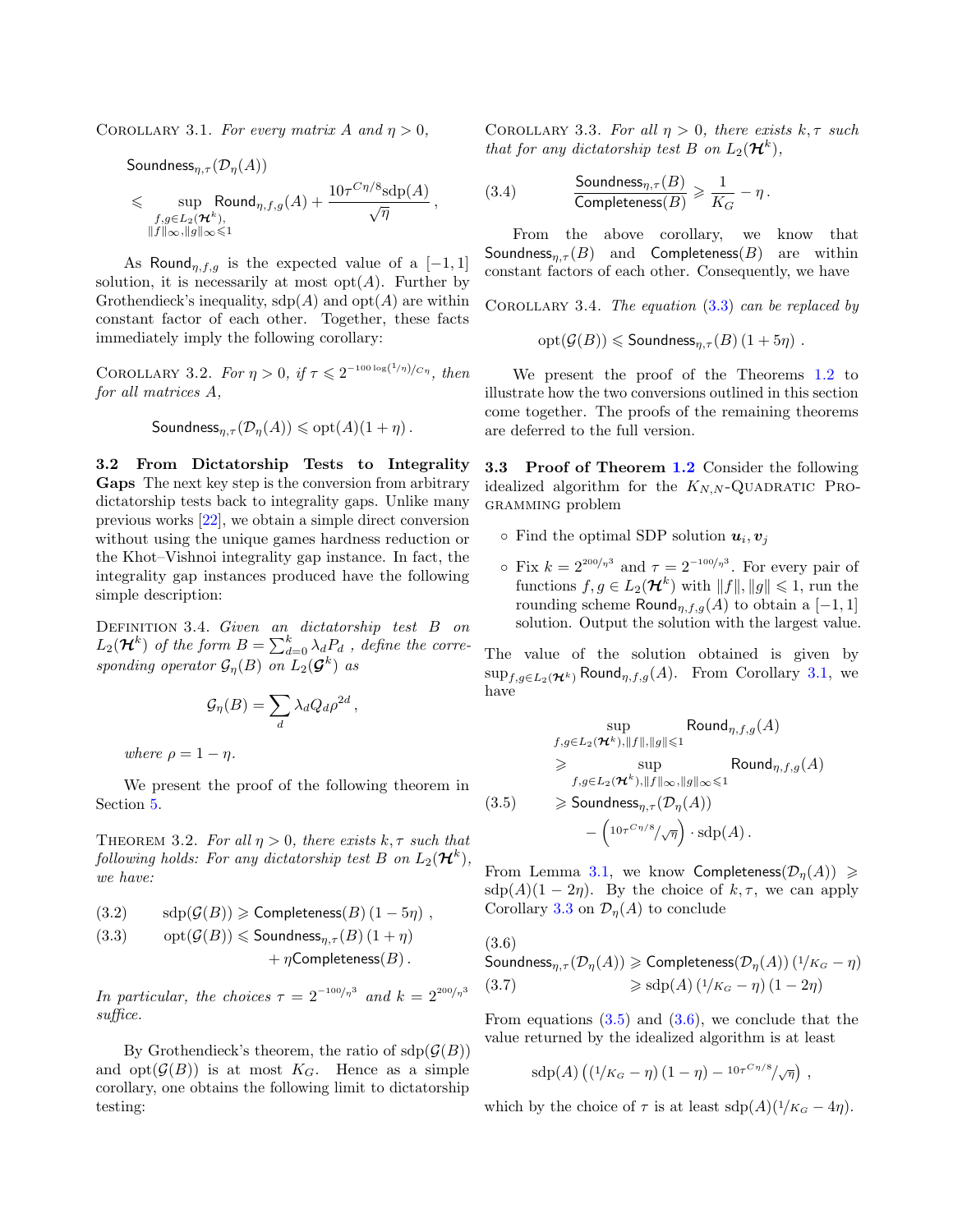Corollary 3.1. *For every matrix $A$ and $\eta > 0$,*

$$\mathsf{Soundness}_{\eta,\tau}(\mathcal{D}_\eta(A)) \leqslant \sup_{\substack{f,g \in L_2(\mathcal{H}^k),\\ \|f\|_\infty, \|g\|_\infty \leqslant 1}} \mathsf{Round}_{\eta,f,g}(A) + \frac{10\tau^{C\eta/8}\mathrm{sdp}(A)}{\sqrt{\eta}}\,,$$

As $\mathsf{Round}_{\eta,f,g}$ is the expected value of a $[-1,1]$ solution, it is necessarily at most $\mathrm{opt}(A)$. Further by Grothendieck's inequality, $\mathrm{sdp}(A)$ and $\mathrm{opt}(A)$ are within constant factor of each other. Together, these facts immediately imply the following corollary:

Corollary 3.2. *For $\eta > 0$, if $\tau \leqslant 2^{-100\log(1/\eta)/C\eta}$, then for all matrices $A$,*

$$\mathsf{Soundness}_{\eta,\tau}(\mathcal{D}_\eta(A)) \leqslant \mathrm{opt}(A)(1+\eta)\,.$$

**3.2 From Dictatorship Tests to Integrality Gaps** The next key step is the conversion from arbitrary dictatorship tests back to integrality gaps. Unlike many previous works [22], we obtain a simple direct conversion without using the unique games hardness reduction or the Khot–Vishnoi integrality gap instance. In fact, the integrality gap instances produced have the following simple description:

Definition 3.4. *Given an dictatorship test $B$ on $L_2(\mathcal{H}^k)$ of the form $B = \sum_{d=0}^{k} \lambda_d P_d$ , define the corresponding operator $\mathcal{G}_\eta(B)$ on $L_2(\mathcal{G}^k)$ as*

$$\mathcal{G}_\eta(B) = \sum_d \lambda_d Q_d \rho^{2d}\,,$$

*where $\rho = 1 - \eta$.*

We present the proof of the following theorem in Section 5.

Theorem 3.2. *For all $\eta > 0$, there exists $k, \tau$ such that following holds: For any dictatorship test $B$ on $L_2(\mathcal{H}^k)$, we have:*

$$\mathrm{sdp}(\mathcal{G}(B)) \geqslant \mathsf{Completeness}(B)\,(1-5\eta)\;, \tag{3.2}$$

$$\mathrm{opt}(\mathcal{G}(B)) \leqslant \mathsf{Soundness}_{\eta,\tau}(B)\,(1+\eta) + \eta\mathsf{Completeness}(B)\,. \tag{3.3}$$

*In particular, the choices $\tau = 2^{-100/\eta^3}$ and $k = 2^{200/\eta^3}$ suffice.*

By Grothendieck's theorem, the ratio of $\mathrm{sdp}(\mathcal{G}(B))$ and $\mathrm{opt}(\mathcal{G}(B))$ is at most $K_G$. Hence as a simple corollary, one obtains the following limit to dictatorship testing:

Corollary 3.3. *For all $\eta > 0$, there exists $k, \tau$ such that for any dictatorship test $B$ on $L_2(\mathcal{H}^k)$,*

$$\frac{\mathsf{Soundness}_{\eta,\tau}(B)}{\mathsf{Completeness}(B)} \geqslant \frac{1}{K_G} - \eta\,. \tag{3.4}$$

From the above corollary, we know that $\mathsf{Soundness}_{\eta,\tau}(B)$ and $\mathsf{Completeness}(B)$ are within constant factors of each other. Consequently, we have

Corollary 3.4. *The equation (3.3) can be replaced by*

$$\mathrm{opt}(\mathcal{G}(B)) \leqslant \mathsf{Soundness}_{\eta,\tau}(B)\,(1+5\eta)\;.$$

We present the proof of the Theorems 1.2 to illustrate how the two conversions outlined in this section come together. The proofs of the remaining theorems are deferred to the full version.

**3.3 Proof of Theorem 1.2** Consider the following idealized algorithm for the $K_{N,N}$-Quadratic Programming problem

- Find the optimal SDP solution $\boldsymbol{u}_i, \boldsymbol{v}_j$
- Fix $k = 2^{200/\eta^3}$ and $\tau = 2^{-100/\eta^3}$. For every pair of functions $f, g \in L_2(\mathcal{H}^k)$ with $\|f\|, \|g\| \leqslant 1$, run the rounding scheme $\mathsf{Round}_{\eta,f,g}(A)$ to obtain a $[-1,1]$ solution. Output the solution with the largest value.

The value of the solution obtained is given by $\sup_{f,g \in L_2(\mathcal{H}^k)} \mathsf{Round}_{\eta,f,g}(A)$. From Corollary 3.1, we have

$$\begin{aligned}
&\sup_{f,g \in L_2(\mathcal{H}^k), \|f\|,\|g\| \leqslant 1} \mathsf{Round}_{\eta,f,g}(A) \\
&\geqslant \sup_{f,g \in L_2(\mathcal{H}^k), \|f\|_\infty,\|g\|_\infty \leqslant 1} \mathsf{Round}_{\eta,f,g}(A) \\
&\geqslant \mathsf{Soundness}_{\eta,\tau}(\mathcal{D}_\eta(A)) \\
&\quad - \left(10\tau^{C\eta/8}/\sqrt{\eta}\right)\cdot \mathrm{sdp}(A)\,.
\end{aligned} \tag{3.5}$$

From Lemma 3.1, we know $\mathsf{Completeness}(\mathcal{D}_\eta(A)) \geqslant \mathrm{sdp}(A)(1-2\eta)$. By the choice of $k, \tau$, we can apply Corollary 3.3 on $\mathcal{D}_\eta(A)$ to conclude

$$\mathsf{Soundness}_{\eta,\tau}(\mathcal{D}_\eta(A)) \geqslant \mathsf{Completeness}(\mathcal{D}_\eta(A))\,(1/K_G - \eta) \tag{3.6}$$

$$\geqslant \mathrm{sdp}(A)\,(1/K_G - \eta)\,(1-2\eta) \tag{3.7}$$

From equations (3.5) and (3.6), we conclude that the value returned by the idealized algorithm is at least

$$\mathrm{sdp}(A)\left((1/K_G - \eta)\,(1-\eta) - 10\tau^{C\eta/8}/\sqrt{\eta}\right)\,,$$

which by the choice of $\tau$ is at least $\mathrm{sdp}(A)(1/K_G - 4\eta)$.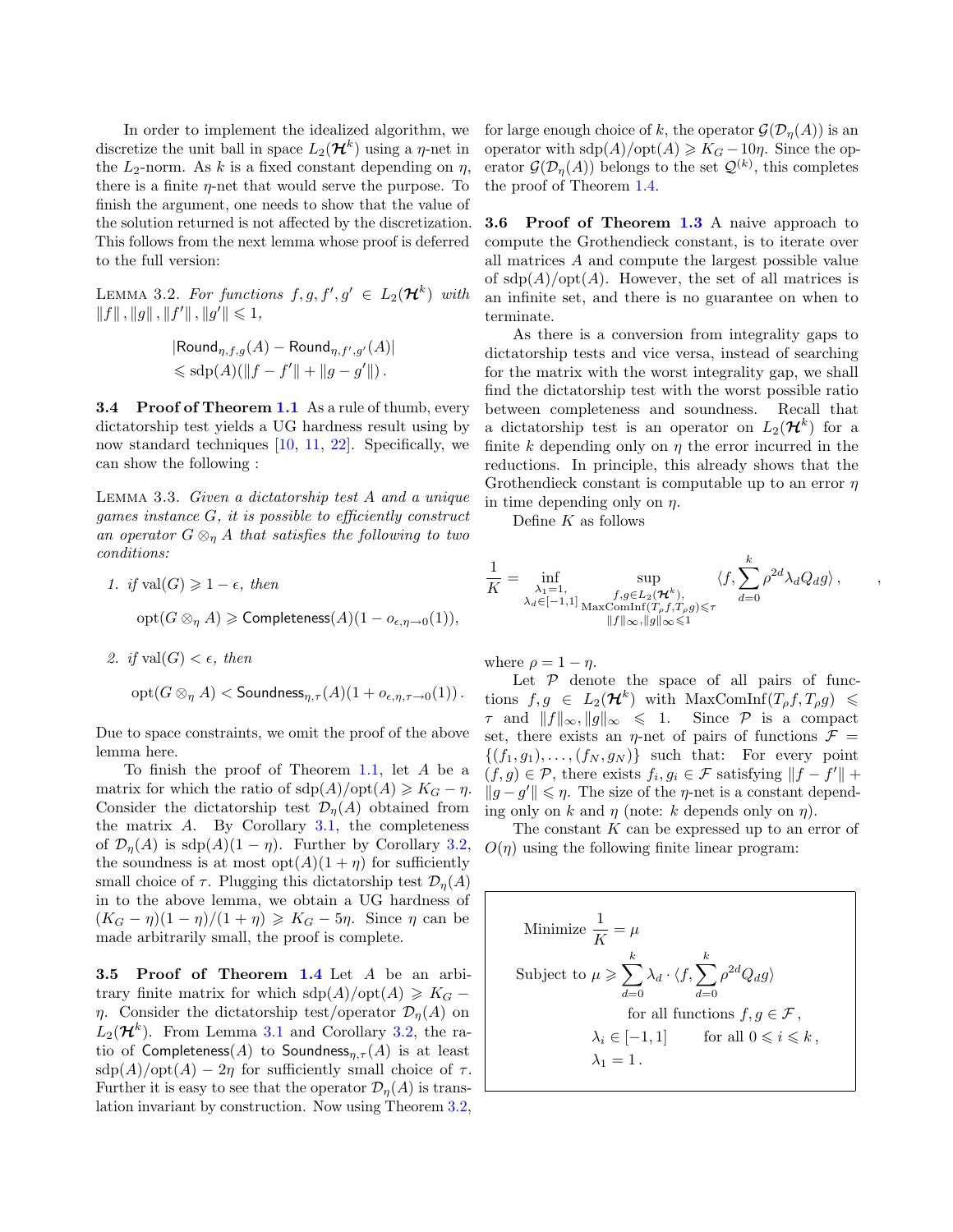In order to implement the idealized algorithm, we discretize the unit ball in space $L_2(\boldsymbol{\mathcal{H}}^k)$ using a $\eta$-net in the $L_2$-norm. As $k$ is a fixed constant depending on $\eta$, there is a finite $\eta$-net that would serve the purpose. To finish the argument, one needs to show that the value of the solution returned is not affected by the discretization. This follows from the next lemma whose proof is deferred to the full version:

Lemma 3.2. *For functions $f, g, f', g' \in L_2(\boldsymbol{\mathcal{H}}^k)$ with $\|f\|, \|g\|, \|f'\|, \|g'\| \leqslant 1$,*

$$|\mathsf{Round}_{\eta,f,g}(A) - \mathsf{Round}_{\eta,f',g'}(A)| \leqslant \mathrm{sdp}(A)(\|f - f'\| + \|g - g'\|)\,.$$

**3.4 Proof of Theorem 1.1** As a rule of thumb, every dictatorship test yields a UG hardness result using by now standard techniques [10, 11, 22]. Specifically, we can show the following :

Lemma 3.3. *Given a dictatorship test $A$ and a unique games instance $G$, it is possible to efficiently construct an operator $G \otimes_\eta A$ that satisfies the following to two conditions:*

1. *if $\mathrm{val}(G) \geqslant 1 - \epsilon$, then*

$$\mathrm{opt}(G \otimes_\eta A) \geqslant \mathsf{Completeness}(A)(1 - o_{\epsilon,\eta\to 0}(1)),$$

2. *if $\mathrm{val}(G) < \epsilon$, then*

$$\mathrm{opt}(G \otimes_\eta A) < \mathsf{Soundness}_{\eta,\tau}(A)(1 + o_{\epsilon,\eta,\tau\to 0}(1))\,.$$

Due to space constraints, we omit the proof of the above lemma here.

To finish the proof of Theorem 1.1, let $A$ be a matrix for which the ratio of $\mathrm{sdp}(A)/\mathrm{opt}(A) \geqslant K_G - \eta$. Consider the dictatorship test $\mathcal{D}_\eta(A)$ obtained from the matrix $A$. By Corollary 3.1, the completeness of $\mathcal{D}_\eta(A)$ is $\mathrm{sdp}(A)(1-\eta)$. Further by Corollary 3.2, the soundness is at most $\mathrm{opt}(A)(1+\eta)$ for sufficiently small choice of $\tau$. Plugging this dictatorship test $\mathcal{D}_\eta(A)$ in to the above lemma, we obtain a UG hardness of $(K_G - \eta)(1-\eta)/(1+\eta) \geqslant K_G - 5\eta$. Since $\eta$ can be made arbitrarily small, the proof is complete.

**3.5 Proof of Theorem 1.4** Let $A$ be an arbitrary finite matrix for which $\mathrm{sdp}(A)/\mathrm{opt}(A) \geqslant K_G - \eta$. Consider the dictatorship test/operator $\mathcal{D}_\eta(A)$ on $L_2(\boldsymbol{\mathcal{H}}^k)$. From Lemma 3.1 and Corollary 3.2, the ratio of $\mathsf{Completeness}(A)$ to $\mathsf{Soundness}_{\eta,\tau}(A)$ is at least $\mathrm{sdp}(A)/\mathrm{opt}(A) - 2\eta$ for sufficiently small choice of $\tau$. Further it is easy to see that the operator $\mathcal{D}_\eta(A)$ is translation invariant by construction. Now using Theorem 3.2, for large enough choice of $k$, the operator $\mathcal{G}(\mathcal{D}_\eta(A))$ is an operator with $\mathrm{sdp}(A)/\mathrm{opt}(A) \geqslant K_G - 10\eta$. Since the operator $\mathcal{G}(\mathcal{D}_\eta(A))$ belongs to the set $\mathcal{Q}^{(k)}$, this completes the proof of Theorem 1.4.

**3.6 Proof of Theorem 1.3** A naive approach to compute the Grothendieck constant, is to iterate over all matrices $A$ and compute the largest possible value of $\mathrm{sdp}(A)/\mathrm{opt}(A)$. However, the set of all matrices is an infinite set, and there is no guarantee on when to terminate.

As there is a conversion from integrality gaps to dictatorship tests and vice versa, instead of searching for the matrix with the worst integrality gap, we shall find the dictatorship test with the worst possible ratio between completeness and soundness. Recall that a dictatorship test is an operator on $L_2(\boldsymbol{\mathcal{H}}^k)$ for a finite $k$ depending only on $\eta$ the error incurred in the reductions. In principle, this already shows that the Grothendieck constant is computable up to an error $\eta$ in time depending only on $\eta$.

Define $K$ as follows

$$\frac{1}{K} = \inf_{\substack{\lambda_1 = 1,\\ \lambda_d \in [-1,1]}} \sup_{\substack{f,g \in L_2(\boldsymbol{\mathcal{H}}^k),\\ \mathrm{MaxComInf}(T_\rho f, T_\rho g) \leqslant \tau \\ \|f\|_\infty, \|g\|_\infty \leqslant 1}} \langle f, \sum_{d=0}^{k} \rho^{2d} \lambda_d Q_d g \rangle\,,$$

where $\rho = 1 - \eta$.

Let $\mathcal{P}$ denote the space of all pairs of functions $f, g \in L_2(\boldsymbol{\mathcal{H}}^k)$ with $\mathrm{MaxComInf}(T_\rho f, T_\rho g) \leqslant \tau$ and $\|f\|_\infty, \|g\|_\infty \leqslant 1$. Since $\mathcal{P}$ is a compact set, there exists an $\eta$-net of pairs of functions $\mathcal{F} = \{(f_1, g_1), \ldots, (f_N, g_N)\}$ such that: For every point $(f, g) \in \mathcal{P}$, there exists $f_i, g_i \in \mathcal{F}$ satisfying $\|f - f'\| + \|g - g'\| \leqslant \eta$. The size of the $\eta$-net is a constant depending only on $k$ and $\eta$ (note: $k$ depends only on $\eta$).

The constant $K$ can be expressed up to an error of $O(\eta)$ using the following finite linear program:

$$\begin{aligned}
&\text{Minimize } \frac{1}{K} = \mu \\
&\text{Subject to } \mu \geqslant \sum_{d=0}^{k} \lambda_d \cdot \langle f, \sum_{d=0}^{k} \rho^{2d} Q_d g \rangle \\
&\qquad\qquad \text{for all functions } f, g \in \mathcal{F}\,, \\
&\qquad \lambda_i \in [-1,1] \qquad \text{for all } 0 \leqslant i \leqslant k\,, \\
&\qquad \lambda_1 = 1\,.
\end{aligned}$$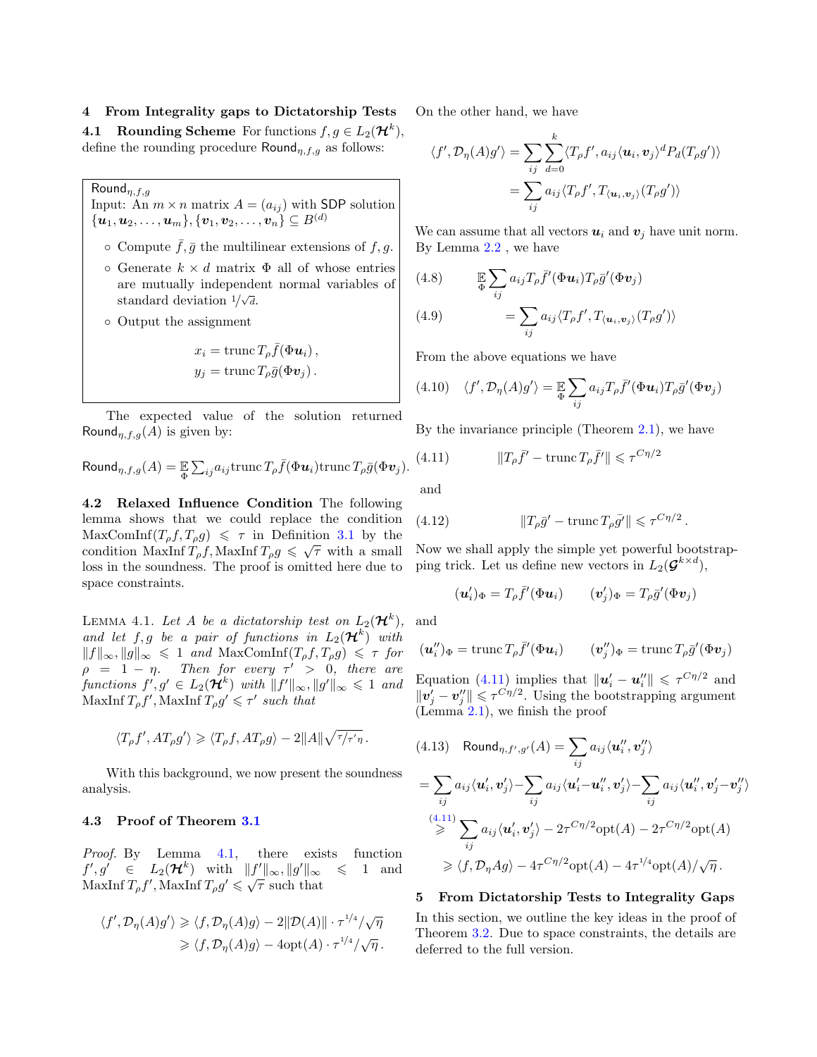## 4 From Integrality gaps to Dictatorship Tests

**4.1 Rounding Scheme** For functions $f, g \in L_2(\mathcal{H}^k)$, define the rounding procedure $\mathsf{Round}_{\eta,f,g}$ as follows:

> $\mathsf{Round}_{\eta,f,g}$
> Input: An $m \times n$ matrix $A = (a_{ij})$ with $\mathsf{SDP}$ solution $\{\boldsymbol{u}_1, \boldsymbol{u}_2, \ldots, \boldsymbol{u}_m\}, \{\boldsymbol{v}_1, \boldsymbol{v}_2, \ldots, \boldsymbol{v}_n\} \subseteq B^{(d)}$
>
> - Compute $\bar{f}, \bar{g}$ the multilinear extensions of $f, g$.
> - Generate $k \times d$ matrix $\Phi$ all of whose entries are mutually independent normal variables of standard deviation $1/\sqrt{d}$.
> - Output the assignment
>
> $$x_i = \operatorname{trunc} T_\rho \bar{f}(\Phi \boldsymbol{u}_i)\,,$$
> $$y_j = \operatorname{trunc} T_\rho \bar{g}(\Phi \boldsymbol{v}_j)\,.$$

The expected value of the solution returned $\mathsf{Round}_{\eta,f,g}(A)$ is given by:

$$\mathsf{Round}_{\eta,f,g}(A) = \mathop{\mathbb{E}}_{\Phi} \textstyle\sum_{ij} a_{ij} \operatorname{trunc} T_\rho \bar{f}(\Phi \boldsymbol{u}_i) \operatorname{trunc} T_\rho \bar{g}(\Phi \boldsymbol{v}_j).$$

**4.2 Relaxed Influence Condition** The following lemma shows that we could replace the condition $\operatorname{MaxComInf}(T_\rho f, T_\rho g) \leqslant \tau$ in Definition 3.1 by the condition $\operatorname{MaxInf} T_\rho f, \operatorname{MaxInf} T_\rho g \leqslant \sqrt{\tau}$ with a small loss in the soundness. The proof is omitted here due to space constraints.

Lemma 4.1. *Let $A$ be a dictatorship test on $L_2(\mathcal{H}^k)$, and let $f, g$ be a pair of functions in $L_2(\mathcal{H}^k)$ with $\|f\|_\infty, \|g\|_\infty \leqslant 1$ and $\operatorname{MaxComInf}(T_\rho f, T_\rho g) \leqslant \tau$ for $\rho = 1 - \eta$. Then for every $\tau' > 0$, there are functions $f', g' \in L_2(\mathcal{H}^k)$ with $\|f'\|_\infty, \|g'\|_\infty \leqslant 1$ and $\operatorname{MaxInf} T_\rho f', \operatorname{MaxInf} T_\rho g' \leqslant \tau'$ such that*

$$\langle T_\rho f', A T_\rho g' \rangle \geqslant \langle T_\rho f, A T_\rho g \rangle - 2\|A\| \sqrt{\tau/\tau' \eta}\,.$$

With this background, we now present the soundness analysis.

### 4.3 Proof of Theorem 3.1

*Proof.* By Lemma 4.1, there exists function $f', g' \in L_2(\mathcal{H}^k)$ with $\|f'\|_\infty, \|g'\|_\infty \leqslant 1$ and $\operatorname{MaxInf} T_\rho f', \operatorname{MaxInf} T_\rho g' \leqslant \sqrt{\tau}$ such that

$$\begin{aligned}\langle f', \mathcal{D}_\eta(A) g' \rangle &\geqslant \langle f, \mathcal{D}_\eta(A) g \rangle - 2\|\mathcal{D}(A)\| \cdot \tau^{1/4}/\sqrt{\eta} \\ &\geqslant \langle f, \mathcal{D}_\eta(A) g \rangle - 4\operatorname{opt}(A) \cdot \tau^{1/4}/\sqrt{\eta}\,.\end{aligned}$$

On the other hand, we have

$$\begin{aligned}\langle f', \mathcal{D}_\eta(A) g' \rangle &= \sum_{ij} \sum_{d=0}^{k} \langle T_\rho f', a_{ij} \langle \boldsymbol{u}_i, \boldsymbol{v}_j \rangle^d P_d(T_\rho g') \rangle \\ &= \sum_{ij} a_{ij} \langle T_\rho f', T_{\langle \boldsymbol{u}_i, \boldsymbol{v}_j \rangle}(T_\rho g') \rangle\end{aligned}$$

We can assume that all vectors $\boldsymbol{u}_i$ and $\boldsymbol{v}_j$ have unit norm. By Lemma 2.2 , we have

$$\mathop{\mathbb{E}}_{\Phi} \sum_{ij} a_{ij} T_\rho \bar{f}'(\Phi \boldsymbol{u}_i) T_\rho \bar{g}'(\Phi \boldsymbol{v}_j) \tag{4.8}$$

$$= \sum_{ij} a_{ij} \langle T_\rho f', T_{\langle \boldsymbol{u}_i, \boldsymbol{v}_j \rangle}(T_\rho g') \rangle \tag{4.9}$$

From the above equations we have

$$\langle f', \mathcal{D}_\eta(A) g' \rangle = \mathop{\mathbb{E}}_{\Phi} \sum_{ij} a_{ij} T_\rho \bar{f}'(\Phi \boldsymbol{u}_i) T_\rho \bar{g}'(\Phi \boldsymbol{v}_j) \tag{4.10}$$

By the invariance principle (Theorem 2.1), we have

$$\|T_\rho \bar{f}' - \operatorname{trunc} T_\rho \bar{f}'\| \leqslant \tau^{C\eta/2} \tag{4.11}$$

and

$$\|T_\rho \bar{g}' - \operatorname{trunc} T_\rho \bar{g}'\| \leqslant \tau^{C\eta/2}\,. \tag{4.12}$$

Now we shall apply the simple yet powerful bootstrapping trick. Let us define new vectors in $L_2(\mathcal{G}^{k \times d})$,

$$(\boldsymbol{u}_i')_\Phi = T_\rho \bar{f}'(\Phi \boldsymbol{u}_i) \qquad (\boldsymbol{v}_j')_\Phi = T_\rho \bar{g}'(\Phi \boldsymbol{v}_j)$$

and

$$(\boldsymbol{u}_i'')_\Phi = \operatorname{trunc} T_\rho \bar{f}'(\Phi \boldsymbol{u}_i) \qquad (\boldsymbol{v}_j'')_\Phi = \operatorname{trunc} T_\rho \bar{g}'(\Phi \boldsymbol{v}_j)$$

Equation (4.11) implies that $\|\boldsymbol{u}_i' - \boldsymbol{u}_i''\| \leqslant \tau^{C\eta/2}$ and $\|\boldsymbol{v}_j' - \boldsymbol{v}_j''\| \leqslant \tau^{C\eta/2}$. Using the bootstrapping argument (Lemma 2.1), we finish the proof

$$\begin{aligned}&\mathsf{Round}_{\eta,f',g'}(A) = \sum_{ij} a_{ij} \langle \boldsymbol{u}_i'', \boldsymbol{v}_j'' \rangle \\ &= \sum_{ij} a_{ij} \langle \boldsymbol{u}_i', \boldsymbol{v}_j' \rangle - \sum_{ij} a_{ij} \langle \boldsymbol{u}_i' - \boldsymbol{u}_i'', \boldsymbol{v}_j' \rangle - \sum_{ij} a_{ij} \langle \boldsymbol{u}_i'', \boldsymbol{v}_j' - \boldsymbol{v}_j'' \rangle \\ &\overset{(4.11)}{\geqslant} \sum_{ij} a_{ij} \langle \boldsymbol{u}_i', \boldsymbol{v}_j' \rangle - 2\tau^{C\eta/2} \operatorname{opt}(A) - 2\tau^{C\eta/2} \operatorname{opt}(A) \\ &\geqslant \langle f, \mathcal{D}_\eta A g \rangle - 4\tau^{C\eta/2} \operatorname{opt}(A) - 4\tau^{1/4} \operatorname{opt}(A)/\sqrt{\eta}\,.\end{aligned} \tag{4.13}$$

## 5 From Dictatorship Tests to Integrality Gaps

In this section, we outline the key ideas in the proof of Theorem 3.2. Due to space constraints, the details are deferred to the full version.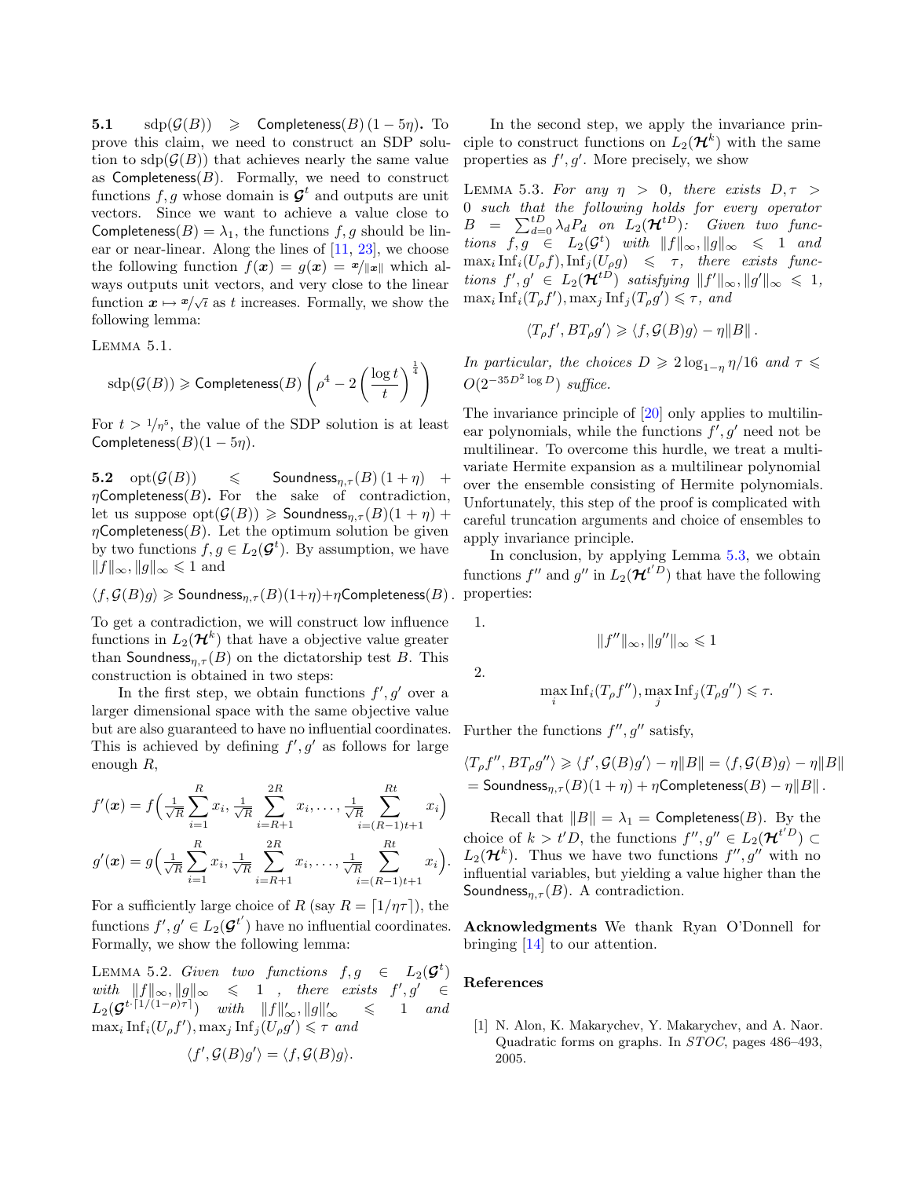**5.1 $\mathrm{sdp}(\mathcal{G}(B)) \geqslant \mathsf{Completeness}(B)\,(1-5\eta)$.** To prove this claim, we need to construct an SDP solution to $\mathrm{sdp}(\mathcal{G}(B))$ that achieves nearly the same value as $\mathsf{Completeness}(B)$. Formally, we need to construct functions $f, g$ whose domain is $\boldsymbol{\mathcal{G}}^t$ and outputs are unit vectors. Since we want to achieve a value close to $\mathsf{Completeness}(B) = \lambda_1$, the functions $f, g$ should be linear or near-linear. Along the lines of [11, 23], we choose the following function $f(\boldsymbol{x}) = g(\boldsymbol{x}) = \boldsymbol{x}/\|\boldsymbol{x}\|$ which always outputs unit vectors, and very close to the linear function $\boldsymbol{x} \mapsto \boldsymbol{x}/\sqrt{t}$ as $t$ increases. Formally, we show the following lemma:

LEMMA 5.1.

$$\mathrm{sdp}(\mathcal{G}(B)) \geqslant \mathsf{Completeness}(B)\left(\rho^4 - 2\left(\frac{\log t}{t}\right)^{\frac{1}{4}}\right)$$

For $t > 1/\eta^5$, the value of the SDP solution is at least $\mathsf{Completeness}(B)(1-5\eta)$.

**5.2 $\mathrm{opt}(\mathcal{G}(B)) \leqslant \mathsf{Soundness}_{\eta,\tau}(B)\,(1+\eta) + \eta\mathsf{Completeness}(B)$.** For the sake of contradiction, let us suppose $\mathrm{opt}(\mathcal{G}(B)) \geqslant \mathsf{Soundness}_{\eta,\tau}(B)(1+\eta) + \eta\mathsf{Completeness}(B)$. Let the optimum solution be given by two functions $f, g \in L_2(\boldsymbol{\mathcal{G}}^t)$. By assumption, we have $\|f\|_\infty, \|g\|_\infty \leqslant 1$ and

$$\langle f, \mathcal{G}(B) g\rangle \geqslant \mathsf{Soundness}_{\eta,\tau}(B)(1+\eta) + \eta\mathsf{Completeness}(B)\,.$$

To get a contradiction, we will construct low influence functions in $L_2(\boldsymbol{\mathcal{H}}^k)$ that have a objective value greater than $\mathsf{Soundness}_{\eta,\tau}(B)$ on the dictatorship test $B$. This construction is obtained in two steps:

In the first step, we obtain functions $f', g'$ over a larger dimensional space with the same objective value but are also guaranteed to have no influential coordinates. This is achieved by defining $f', g'$ as follows for large enough $R$,

$$f'(\boldsymbol{x}) = f\Big(\tfrac{1}{\sqrt{R}}\sum_{i=1}^{R} x_i, \tfrac{1}{\sqrt{R}}\sum_{i=R+1}^{2R} x_i, \ldots, \tfrac{1}{\sqrt{R}}\sum_{i=(R-1)t+1}^{Rt} x_i\Big)$$

$$g'(\boldsymbol{x}) = g\Big(\tfrac{1}{\sqrt{R}}\sum_{i=1}^{R} x_i, \tfrac{1}{\sqrt{R}}\sum_{i=R+1}^{2R} x_i, \ldots, \tfrac{1}{\sqrt{R}}\sum_{i=(R-1)t+1}^{Rt} x_i\Big).$$

For a sufficiently large choice of $R$ (say $R = \lceil 1/\eta\tau \rceil$), the functions $f', g' \in L_2(\boldsymbol{\mathcal{G}}^{t'})$ have no influential coordinates. Formally, we show the following lemma:

LEMMA 5.2. *Given two functions $f, g \in L_2(\boldsymbol{\mathcal{G}}^t)$ with $\|f\|_\infty, \|g\|_\infty \leqslant 1$ , there exists $f', g' \in L_2(\boldsymbol{\mathcal{G}}^{t\cdot\lceil 1/(1-\rho)\tau\rceil})$ with $\|f\|'_\infty, \|g\|'_\infty \leqslant 1$ and $\max_i \mathrm{Inf}_i(U_\rho f'), \max_j \mathrm{Inf}_j(U_\rho g') \leqslant \tau$ and*

$$\langle f', \mathcal{G}(B) g'\rangle = \langle f, \mathcal{G}(B) g\rangle.$$

In the second step, we apply the invariance principle to construct functions on $L_2(\boldsymbol{\mathcal{H}}^k)$ with the same properties as $f', g'$. More precisely, we show

LEMMA 5.3. *For any $\eta > 0$, there exists $D, \tau > 0$ such that the following holds for every operator $B = \sum_{d=0}^{tD} \lambda_d P_d$ on $L_2(\boldsymbol{\mathcal{H}}^{tD})$: Given two functions $f, g \in L_2(\mathcal{G}^t)$ with $\|f\|_\infty, \|g\|_\infty \leqslant 1$ and $\max_i \mathrm{Inf}_i(U_\rho f), \mathrm{Inf}_j(U_\rho g) \leqslant \tau$, there exists functions $f', g' \in L_2(\boldsymbol{\mathcal{H}}^{tD})$ satisfying $\|f'\|_\infty, \|g'\|_\infty \leqslant 1$, $\max_i \mathrm{Inf}_i(T_\rho f'), \max_j \mathrm{Inf}_j(T_\rho g') \leqslant \tau$, and*

$$\langle T_\rho f', B T_\rho g'\rangle \geqslant \langle f, \mathcal{G}(B) g\rangle - \eta\|B\|\,.$$

*In particular, the choices $D \geqslant 2\log_{1-\eta}\eta/16$ and $\tau \leqslant O(2^{-35D^2\log D})$ suffice.*

The invariance principle of [20] only applies to multilinear polynomials, while the functions $f', g'$ need not be multilinear. To overcome this hurdle, we treat a multivariate Hermite expansion as a multilinear polynomial over the ensemble consisting of Hermite polynomials. Unfortunately, this step of the proof is complicated with careful truncation arguments and choice of ensembles to apply invariance principle.

In conclusion, by applying Lemma 5.3, we obtain functions $f''$ and $g''$ in $L_2(\boldsymbol{\mathcal{H}}^{t'D})$ that have the following properties:

1. $$\|f''\|_\infty, \|g''\|_\infty \leqslant 1$$

2. $$\max_i \mathrm{Inf}_i(T_\rho f''), \max_j \mathrm{Inf}_j(T_\rho g'') \leqslant \tau.$$

Further the functions $f'', g''$ satisfy,

$$\langle T_\rho f'', B T_\rho g''\rangle \geqslant \langle f', \mathcal{G}(B) g'\rangle - \eta\|B\| = \langle f, \mathcal{G}(B) g\rangle - \eta\|B\|$$
$$= \mathsf{Soundness}_{\eta,\tau}(B)(1+\eta) + \eta\mathsf{Completeness}(B) - \eta\|B\|\,.$$

Recall that $\|B\| = \lambda_1 = \mathsf{Completeness}(B)$. By the choice of $k > t'D$, the functions $f'', g'' \in L_2(\boldsymbol{\mathcal{H}}^{t'D}) \subset L_2(\boldsymbol{\mathcal{H}}^k)$. Thus we have two functions $f'', g''$ with no influential variables, but yielding a value higher than the $\mathsf{Soundness}_{\eta,\tau}(B)$. A contradiction.

**Acknowledgments** We thank Ryan O'Donnell for bringing [14] to our attention.

## References

[1] N. Alon, K. Makarychev, Y. Makarychev, and A. Naor. Quadratic forms on graphs. In *STOC*, pages 486–493, 2005.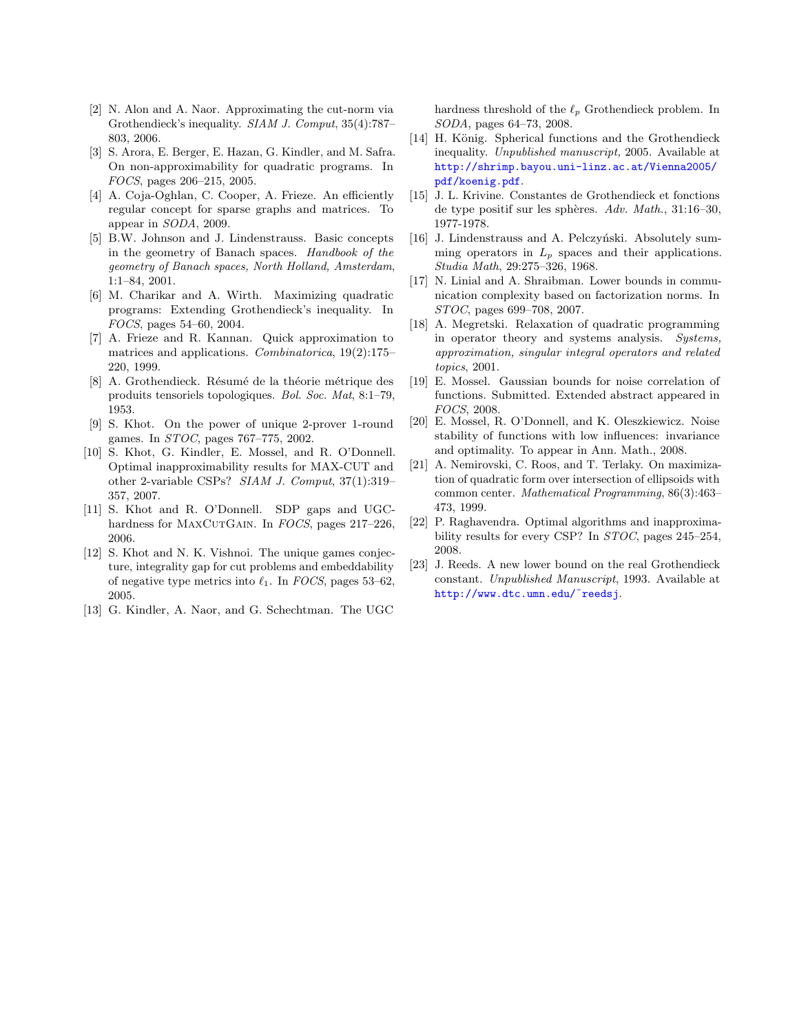[2] N. Alon and A. Naor. Approximating the cut-norm via Grothendieck's inequality. *SIAM J. Comput*, 35(4):787–803, 2006.

[3] S. Arora, E. Berger, E. Hazan, G. Kindler, and M. Safra. On non-approximability for quadratic programs. In *FOCS*, pages 206–215, 2005.

[4] A. Coja-Oghlan, C. Cooper, A. Frieze. An efficiently regular concept for sparse graphs and matrices. To appear in *SODA*, 2009.

[5] B.W. Johnson and J. Lindenstrauss. Basic concepts in the geometry of Banach spaces. *Handbook of the geometry of Banach spaces, North Holland, Amsterdam*, 1:1–84, 2001.

[6] M. Charikar and A. Wirth. Maximizing quadratic programs: Extending Grothendieck's inequality. In *FOCS*, pages 54–60, 2004.

[7] A. Frieze and R. Kannan. Quick approximation to matrices and applications. *Combinatorica*, 19(2):175–220, 1999.

[8] A. Grothendieck. Résumé de la théorie métrique des produits tensoriels topologiques. *Bol. Soc. Mat*, 8:1–79, 1953.

[9] S. Khot. On the power of unique 2-prover 1-round games. In *STOC*, pages 767–775, 2002.

[10] S. Khot, G. Kindler, E. Mossel, and R. O'Donnell. Optimal inapproximability results for MAX-CUT and other 2-variable CSPs? *SIAM J. Comput*, 37(1):319–357, 2007.

[11] S. Khot and R. O'Donnell. SDP gaps and UGC-hardness for MaxCutGain. In *FOCS*, pages 217–226, 2006.

[12] S. Khot and N. K. Vishnoi. The unique games conjecture, integrality gap for cut problems and embeddability of negative type metrics into $\ell_1$. In *FOCS*, pages 53–62, 2005.

[13] G. Kindler, A. Naor, and G. Schechtman. The UGC hardness threshold of the $\ell_p$ Grothendieck problem. In *SODA*, pages 64–73, 2008.

[14] H. König. Spherical functions and the Grothendieck inequality. *Unpublished manuscript,* 2005. Available at http://shrimp.bayou.uni-linz.ac.at/Vienna2005/pdf/koenig.pdf.

[15] J. L. Krivine. Constantes de Grothendieck et fonctions de type positif sur les sphères. *Adv. Math.*, 31:16–30, 1977-1978.

[16] J. Lindenstrauss and A. Pelczyński. Absolutely summing operators in $L_p$ spaces and their applications. *Studia Math*, 29:275–326, 1968.

[17] N. Linial and A. Shraibman. Lower bounds in communication complexity based on factorization norms. In *STOC*, pages 699–708, 2007.

[18] A. Megretski. Relaxation of quadratic programming in operator theory and systems analysis. *Systems, approximation, singular integral operators and related topics*, 2001.

[19] E. Mossel. Gaussian bounds for noise correlation of functions. Submitted. Extended abstract appeared in *FOCS*, 2008.

[20] E. Mossel, R. O'Donnell, and K. Oleszkiewicz. Noise stability of functions with low influences: invariance and optimality. To appear in Ann. Math., 2008.

[21] A. Nemirovski, C. Roos, and T. Terlaky. On maximization of quadratic form over intersection of ellipsoids with common center. *Mathematical Programming*, 86(3):463–473, 1999.

[22] P. Raghavendra. Optimal algorithms and inapproximability results for every CSP? In *STOC*, pages 245–254, 2008.

[23] J. Reeds. A new lower bound on the real Grothendieck constant. *Unpublished Manuscript*, 1993. Available at http://www.dtc.umn.edu/~reedsj.